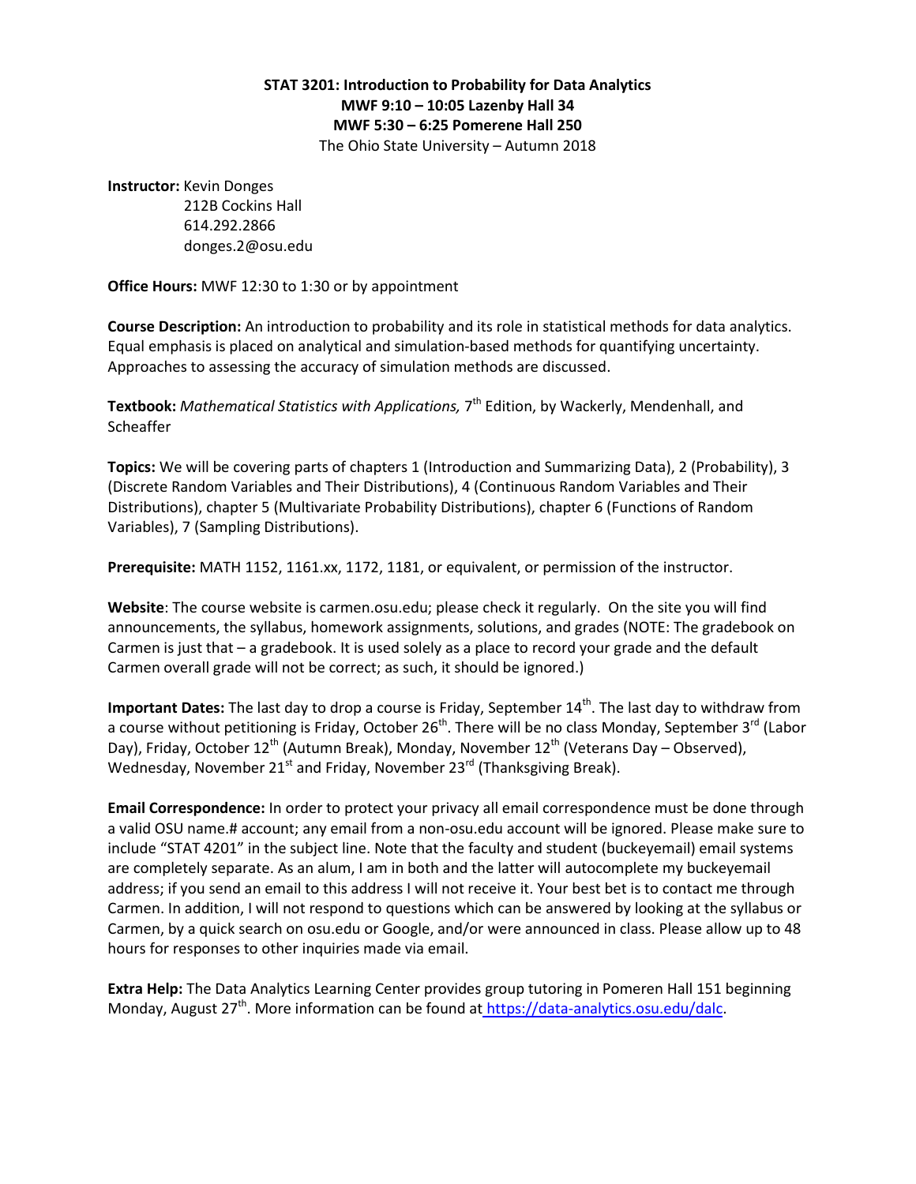**STAT 3201: Introduction to Probability for Data Analytics**
**MWF 9:10 – 10:05 Lazenby Hall 34**
**MWF 5:30 – 6:25 Pomerene Hall 250**
The Ohio State University – Autumn 2018

**Instructor:** Kevin Donges
212B Cockins Hall
614.292.2866
donges.2@osu.edu

**Office Hours:** MWF 12:30 to 1:30 or by appointment

**Course Description:** An introduction to probability and its role in statistical methods for data analytics. Equal emphasis is placed on analytical and simulation-based methods for quantifying uncertainty. Approaches to assessing the accuracy of simulation methods are discussed.

**Textbook:** *Mathematical Statistics with Applications,* 7th Edition, by Wackerly, Mendenhall, and Scheaffer

**Topics:** We will be covering parts of chapters 1 (Introduction and Summarizing Data), 2 (Probability), 3 (Discrete Random Variables and Their Distributions), 4 (Continuous Random Variables and Their Distributions), chapter 5 (Multivariate Probability Distributions), chapter 6 (Functions of Random Variables), 7 (Sampling Distributions).

**Prerequisite:** MATH 1152, 1161.xx, 1172, 1181, or equivalent, or permission of the instructor.

**Website**: The course website is carmen.osu.edu; please check it regularly. On the site you will find announcements, the syllabus, homework assignments, solutions, and grades (NOTE: The gradebook on Carmen is just that – a gradebook. It is used solely as a place to record your grade and the default Carmen overall grade will not be correct; as such, it should be ignored.)

**Important Dates:** The last day to drop a course is Friday, September 14th. The last day to withdraw from a course without petitioning is Friday, October 26th. There will be no class Monday, September 3rd (Labor Day), Friday, October 12th (Autumn Break), Monday, November 12th (Veterans Day – Observed), Wednesday, November 21st and Friday, November 23rd (Thanksgiving Break).

**Email Correspondence:** In order to protect your privacy all email correspondence must be done through a valid OSU name.# account; any email from a non-osu.edu account will be ignored. Please make sure to include "STAT 4201" in the subject line. Note that the faculty and student (buckeyemail) email systems are completely separate. As an alum, I am in both and the latter will autocomplete my buckeyemail address; if you send an email to this address I will not receive it. Your best bet is to contact me through Carmen. In addition, I will not respond to questions which can be answered by looking at the syllabus or Carmen, by a quick search on osu.edu or Google, and/or were announced in class. Please allow up to 48 hours for responses to other inquiries made via email.

**Extra Help:** The Data Analytics Learning Center provides group tutoring in Pomeren Hall 151 beginning Monday, August 27th. More information can be found at https://data-analytics.osu.edu/dalc.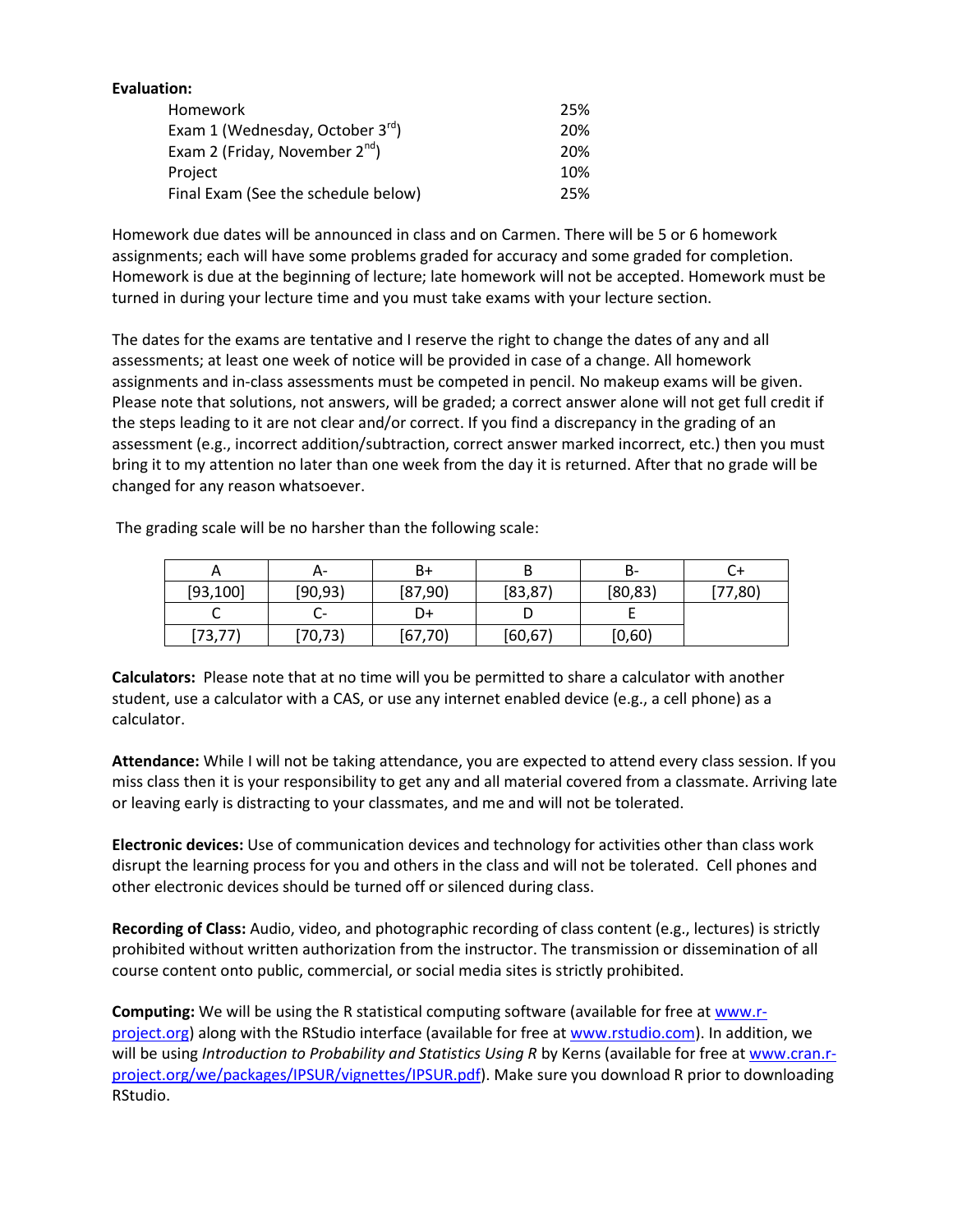**Evaluation:**

| | |
|---|---|
| Homework | 25% |
| Exam 1 (Wednesday, October 3rd) | 20% |
| Exam 2 (Friday, November 2nd) | 20% |
| Project | 10% |
| Final Exam (See the schedule below) | 25% |

Homework due dates will be announced in class and on Carmen. There will be 5 or 6 homework assignments; each will have some problems graded for accuracy and some graded for completion. Homework is due at the beginning of lecture; late homework will not be accepted. Homework must be turned in during your lecture time and you must take exams with your lecture section.

The dates for the exams are tentative and I reserve the right to change the dates of any and all assessments; at least one week of notice will be provided in case of a change. All homework assignments and in-class assessments must be competed in pencil. No makeup exams will be given. Please note that solutions, not answers, will be graded; a correct answer alone will not get full credit if the steps leading to it are not clear and/or correct. If you find a discrepancy in the grading of an assessment (e.g., incorrect addition/subtraction, correct answer marked incorrect, etc.) then you must bring it to my attention no later than one week from the day it is returned. After that no grade will be changed for any reason whatsoever.

The grading scale will be no harsher than the following scale:

| A | A- | B+ | B | B- | C+ |
|---|---|---|---|---|---|
| [93,100] | [90,93) | [87,90) | [83,87) | [80,83) | [77,80) |
| C | C- | D+ | D | E | |
| [73,77) | [70,73) | [67,70) | [60,67) | [0,60) | |

**Calculators:** Please note that at no time will you be permitted to share a calculator with another student, use a calculator with a CAS, or use any internet enabled device (e.g., a cell phone) as a calculator.

**Attendance:** While I will not be taking attendance, you are expected to attend every class session. If you miss class then it is your responsibility to get any and all material covered from a classmate. Arriving late or leaving early is distracting to your classmates, and me and will not be tolerated.

**Electronic devices:** Use of communication devices and technology for activities other than class work disrupt the learning process for you and others in the class and will not be tolerated. Cell phones and other electronic devices should be turned off or silenced during class.

**Recording of Class:** Audio, video, and photographic recording of class content (e.g., lectures) is strictly prohibited without written authorization from the instructor. The transmission or dissemination of all course content onto public, commercial, or social media sites is strictly prohibited.

**Computing:** We will be using the R statistical computing software (available for free at www.r-project.org) along with the RStudio interface (available for free at www.rstudio.com). In addition, we will be using *Introduction to Probability and Statistics Using R* by Kerns (available for free at www.cran.r-project.org/we/packages/IPSUR/vignettes/IPSUR.pdf). Make sure you download R prior to downloading RStudio.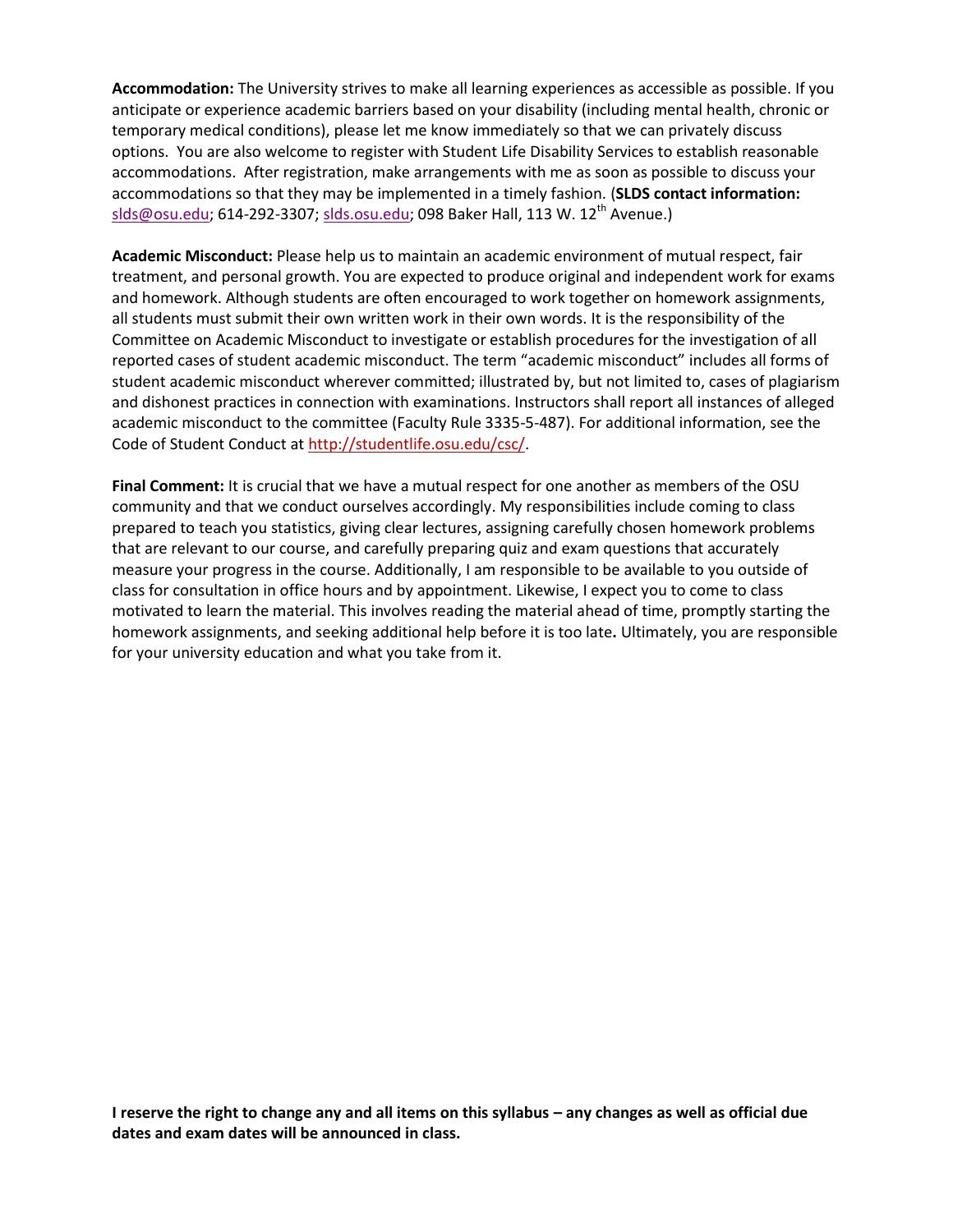**Accommodation:** The University strives to make all learning experiences as accessible as possible. If you anticipate or experience academic barriers based on your disability (including mental health, chronic or temporary medical conditions), please let me know immediately so that we can privately discuss options. You are also welcome to register with Student Life Disability Services to establish reasonable accommodations. After registration, make arrangements with me as soon as possible to discuss your accommodations so that they may be implemented in a timely fashion. (**SLDS contact information:** slds@osu.edu; 614-292-3307; slds.osu.edu; 098 Baker Hall, 113 W. 12th Avenue.)

**Academic Misconduct:** Please help us to maintain an academic environment of mutual respect, fair treatment, and personal growth. You are expected to produce original and independent work for exams and homework. Although students are often encouraged to work together on homework assignments, all students must submit their own written work in their own words. It is the responsibility of the Committee on Academic Misconduct to investigate or establish procedures for the investigation of all reported cases of student academic misconduct. The term "academic misconduct" includes all forms of student academic misconduct wherever committed; illustrated by, but not limited to, cases of plagiarism and dishonest practices in connection with examinations. Instructors shall report all instances of alleged academic misconduct to the committee (Faculty Rule 3335-5-487). For additional information, see the Code of Student Conduct at http://studentlife.osu.edu/csc/.

**Final Comment:** It is crucial that we have a mutual respect for one another as members of the OSU community and that we conduct ourselves accordingly. My responsibilities include coming to class prepared to teach you statistics, giving clear lectures, assigning carefully chosen homework problems that are relevant to our course, and carefully preparing quiz and exam questions that accurately measure your progress in the course. Additionally, I am responsible to be available to you outside of class for consultation in office hours and by appointment. Likewise, I expect you to come to class motivated to learn the material. This involves reading the material ahead of time, promptly starting the homework assignments, and seeking additional help before it is too late. Ultimately, you are responsible for your university education and what you take from it.

**I reserve the right to change any and all items on this syllabus – any changes as well as official due dates and exam dates will be announced in class.**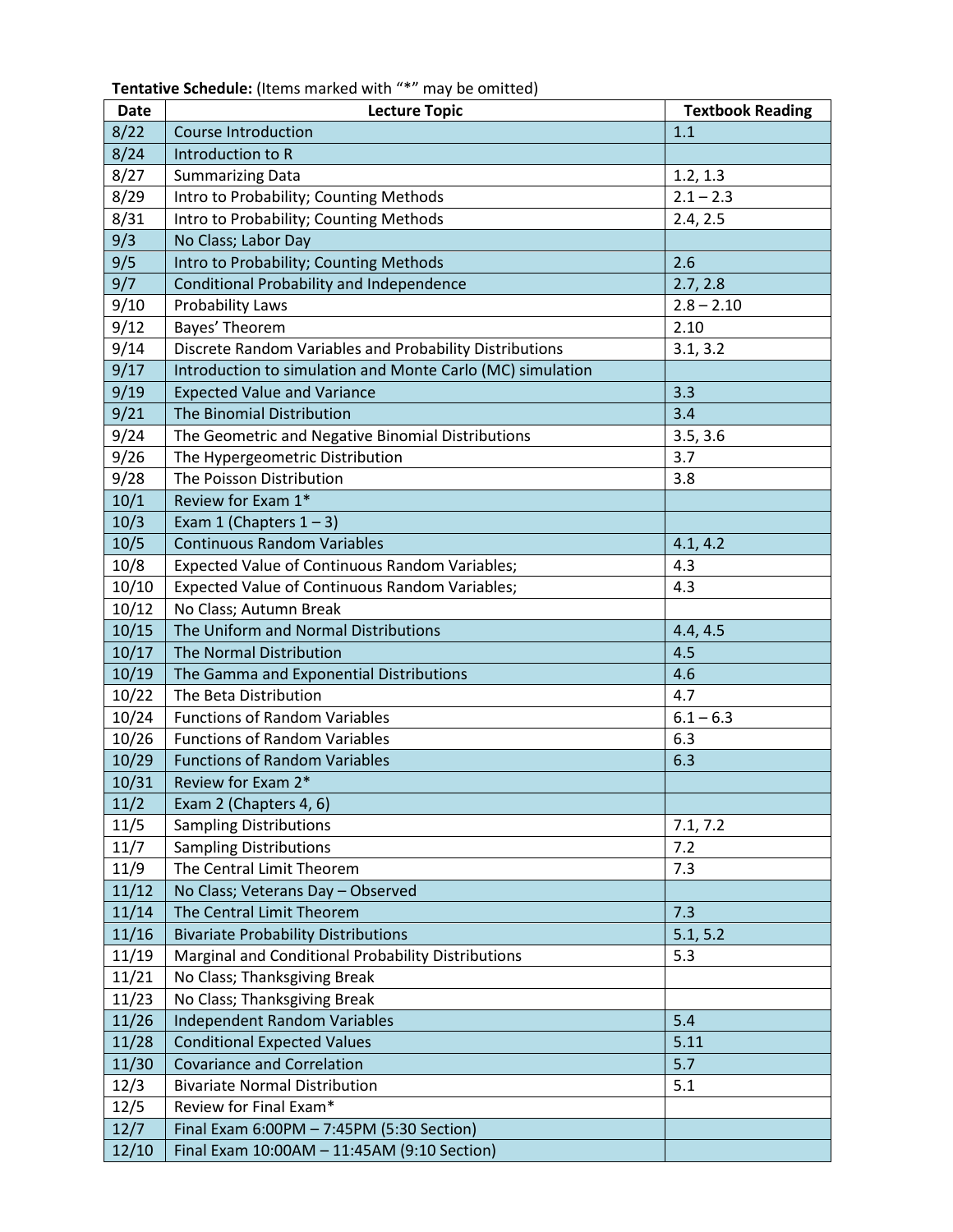**Tentative Schedule:** (Items marked with "*" may be omitted)

| Date | Lecture Topic | Textbook Reading |
|---|---|---|
| 8/22 | Course Introduction | 1.1 |
| 8/24 | Introduction to R | |
| 8/27 | Summarizing Data | 1.2, 1.3 |
| 8/29 | Intro to Probability; Counting Methods | 2.1 – 2.3 |
| 8/31 | Intro to Probability; Counting Methods | 2.4, 2.5 |
| 9/3 | No Class; Labor Day | |
| 9/5 | Intro to Probability; Counting Methods | 2.6 |
| 9/7 | Conditional Probability and Independence | 2.7, 2.8 |
| 9/10 | Probability Laws | 2.8 – 2.10 |
| 9/12 | Bayes' Theorem | 2.10 |
| 9/14 | Discrete Random Variables and Probability Distributions | 3.1, 3.2 |
| 9/17 | Introduction to simulation and Monte Carlo (MC) simulation | |
| 9/19 | Expected Value and Variance | 3.3 |
| 9/21 | The Binomial Distribution | 3.4 |
| 9/24 | The Geometric and Negative Binomial Distributions | 3.5, 3.6 |
| 9/26 | The Hypergeometric Distribution | 3.7 |
| 9/28 | The Poisson Distribution | 3.8 |
| 10/1 | Review for Exam 1* | |
| 10/3 | Exam 1 (Chapters 1 – 3) | |
| 10/5 | Continuous Random Variables | 4.1, 4.2 |
| 10/8 | Expected Value of Continuous Random Variables; | 4.3 |
| 10/10 | Expected Value of Continuous Random Variables; | 4.3 |
| 10/12 | No Class; Autumn Break | |
| 10/15 | The Uniform and Normal Distributions | 4.4, 4.5 |
| 10/17 | The Normal Distribution | 4.5 |
| 10/19 | The Gamma and Exponential Distributions | 4.6 |
| 10/22 | The Beta Distribution | 4.7 |
| 10/24 | Functions of Random Variables | 6.1 – 6.3 |
| 10/26 | Functions of Random Variables | 6.3 |
| 10/29 | Functions of Random Variables | 6.3 |
| 10/31 | Review for Exam 2* | |
| 11/2 | Exam 2 (Chapters 4, 6) | |
| 11/5 | Sampling Distributions | 7.1, 7.2 |
| 11/7 | Sampling Distributions | 7.2 |
| 11/9 | The Central Limit Theorem | 7.3 |
| 11/12 | No Class; Veterans Day – Observed | |
| 11/14 | The Central Limit Theorem | 7.3 |
| 11/16 | Bivariate Probability Distributions | 5.1, 5.2 |
| 11/19 | Marginal and Conditional Probability Distributions | 5.3 |
| 11/21 | No Class; Thanksgiving Break | |
| 11/23 | No Class; Thanksgiving Break | |
| 11/26 | Independent Random Variables | 5.4 |
| 11/28 | Conditional Expected Values | 5.11 |
| 11/30 | Covariance and Correlation | 5.7 |
| 12/3 | Bivariate Normal Distribution | 5.1 |
| 12/5 | Review for Final Exam* | |
| 12/7 | Final Exam 6:00PM – 7:45PM (5:30 Section) | |
| 12/10 | Final Exam 10:00AM – 11:45AM (9:10 Section) | |